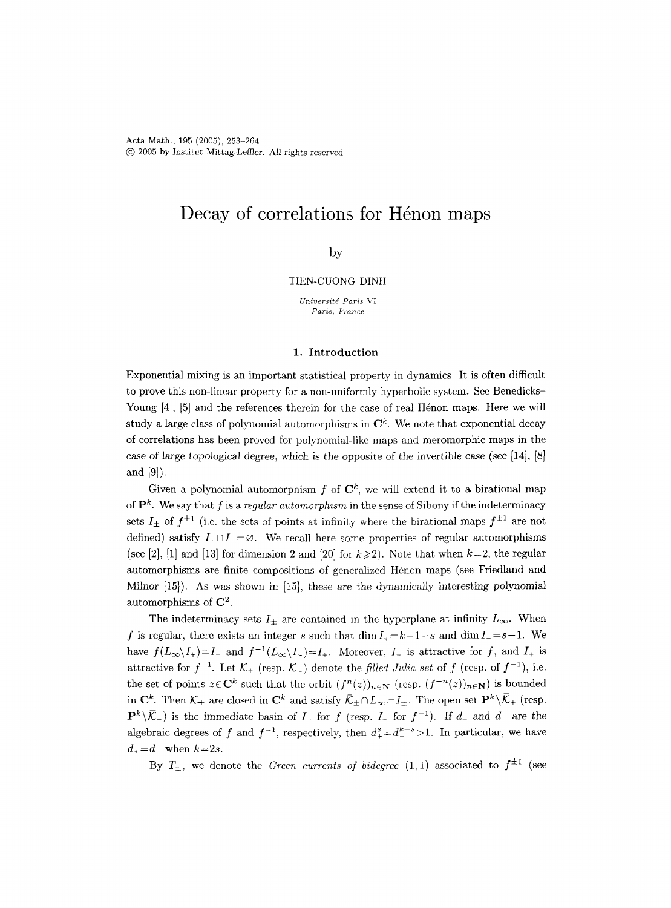Acta Math., 195 (2005), 253–264
© 2005 by Institut Mittag-Leffler. All rights reserved

# Decay of correlations for Hénon maps

by

TIEN-CUONG DINH

*Université Paris VI*
*Paris, France*

## 1. Introduction

Exponential mixing is an important statistical property in dynamics. It is often difficult to prove this non-linear property for a non-uniformly hyperbolic system. See Benedicks–Young [4], [5] and the references therein for the case of real Hénon maps. Here we will study a large class of polynomial automorphisms in $\mathbf{C}^k$. We note that exponential decay of correlations has been proved for polynomial-like maps and meromorphic maps in the case of large topological degree, which is the opposite of the invertible case (see [14], [8] and [9]).

Given a polynomial automorphism $f$ of $\mathbf{C}^k$, we will extend it to a birational map of $\mathbf{P}^k$. We say that $f$ is a *regular automorphism* in the sense of Sibony if the indeterminacy sets $I_\pm$ of $f^{\pm 1}$ (i.e. the sets of points at infinity where the birational maps $f^{\pm 1}$ are not defined) satisfy $I_+ \cap I_- = \varnothing$. We recall here some properties of regular automorphisms (see [2], [1] and [13] for dimension 2 and [20] for $k \geqslant 2$). Note that when $k=2$, the regular automorphisms are finite compositions of generalized Hénon maps (see Friedland and Milnor [15]). As was shown in [15], these are the dynamically interesting polynomial automorphisms of $\mathbf{C}^2$.

The indeterminacy sets $I_\pm$ are contained in the hyperplane at infinity $L_\infty$. When $f$ is regular, there exists an integer $s$ such that $\dim I_+ = k-1-s$ and $\dim I_- = s-1$. We have $f(L_\infty \setminus I_+) = I_-$ and $f^{-1}(L_\infty \setminus I_-) = I_+$. Moreover, $I_-$ is attractive for $f$, and $I_+$ is attractive for $f^{-1}$. Let $\mathcal{K}_+$ (resp. $\mathcal{K}_-$) denote the *filled Julia set* of $f$ (resp. of $f^{-1}$), i.e. the set of points $z \in \mathbf{C}^k$ such that the orbit $(f^n(z))_{n\in\mathbf{N}}$ (resp. $(f^{-n}(z))_{n\in\mathbf{N}}$) is bounded in $\mathbf{C}^k$. Then $\mathcal{K}_\pm$ are closed in $\mathbf{C}^k$ and satisfy $\overline{\mathcal{K}}_\pm \cap L_\infty = I_\pm$. The open set $\mathbf{P}^k \setminus \overline{\mathcal{K}}_+$ (resp. $\mathbf{P}^k \setminus \overline{\mathcal{K}}_-$) is the immediate basin of $I_-$ for $f$ (resp. $I_+$ for $f^{-1}$). If $d_+$ and $d_-$ are the algebraic degrees of $f$ and $f^{-1}$, respectively, then $d_+^s = d_-^{k-s} > 1$. In particular, we have $d_+ = d_-$ when $k = 2s$.

By $T_\pm$, we denote the *Green currents of bidegree* $(1,1)$ associated to $f^{\pm 1}$ (see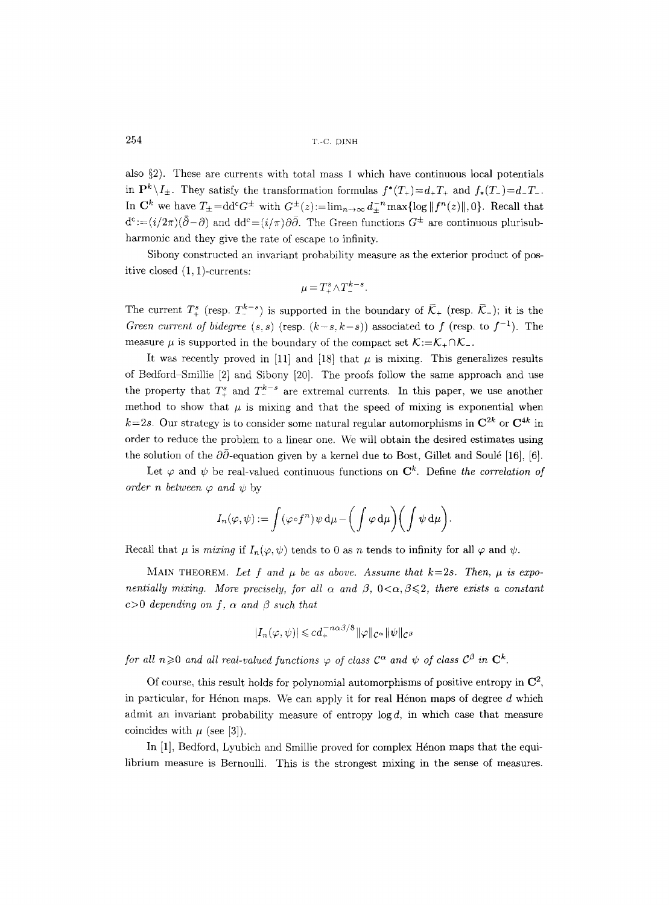also §2). These are currents with total mass 1 which have continuous local potentials in $\mathbf{P}^k \setminus I_\pm$. They satisfy the transformation formulas $f^*(T_+) = d_+ T_+$ and $f_*(T_-) = d_- T_-$. In $\mathbf{C}^k$ we have $T_\pm = \mathrm{dd^c} G^\pm$ with $G^\pm(z) := \lim_{n\to\infty} d_\pm^{-n} \max\{\log \|f^n(z)\|, 0\}$. Recall that $\mathrm{d^c} := (i/2\pi)(\bar\partial - \partial)$ and $\mathrm{dd^c} = (i/\pi)\partial\bar\partial$. The Green functions $G^\pm$ are continuous plurisubharmonic and they give the rate of escape to infinity.

Sibony constructed an invariant probability measure as the exterior product of positive closed $(1,1)$-currents:

$$\mu = T_+^s \wedge T_-^{k-s}.$$

The current $T_+^s$ (resp. $T_-^{k-s}$) is supported in the boundary of $\bar{\mathcal{K}}_+$ (resp. $\bar{\mathcal{K}}_-$); it is the *Green current of bidegree* $(s,s)$ (resp. $(k-s,k-s)$) associated to $f$ (resp. to $f^{-1}$). The measure $\mu$ is supported in the boundary of the compact set $\mathcal{K} := \mathcal{K}_+ \cap \mathcal{K}_-$.

It was recently proved in [11] and [18] that $\mu$ is mixing. This generalizes results of Bedford–Smillie [2] and Sibony [20]. The proofs follow the same approach and use the property that $T_+^s$ and $T_-^{k-s}$ are extremal currents. In this paper, we use another method to show that $\mu$ is mixing and that the speed of mixing is exponential when $k=2s$. Our strategy is to consider some natural regular automorphisms in $\mathbf{C}^{2k}$ or $\mathbf{C}^{4k}$ in order to reduce the problem to a linear one. We will obtain the desired estimates using the solution of the $\partial\bar\partial$-equation given by a kernel due to Bost, Gillet and Soulé [16], [6].

Let $\varphi$ and $\psi$ be real-valued continuous functions on $\mathbf{C}^k$. Define *the correlation of order $n$ between $\varphi$ and $\psi$* by

$$I_n(\varphi,\psi) := \int (\varphi \circ f^n)\psi \, \mathrm{d}\mu - \Big(\int \varphi \, \mathrm{d}\mu\Big)\Big(\int \psi \, \mathrm{d}\mu\Big).$$

Recall that $\mu$ is *mixing* if $I_n(\varphi,\psi)$ tends to 0 as $n$ tends to infinity for all $\varphi$ and $\psi$.

Main Theorem. *Let $f$ and $\mu$ be as above. Assume that $k=2s$. Then, $\mu$ is exponentially mixing. More precisely, for all $\alpha$ and $\beta$, $0<\alpha,\beta\leqslant 2$, there exists a constant $c>0$ depending on $f$, $\alpha$ and $\beta$ such that*

$$|I_n(\varphi,\psi)| \leqslant c d_+^{-n\alpha\beta/8} \|\varphi\|_{\mathcal{C}^\alpha} \|\psi\|_{\mathcal{C}^\beta}$$

*for all $n \geqslant 0$ and all real-valued functions $\varphi$ of class $\mathcal{C}^\alpha$ and $\psi$ of class $\mathcal{C}^\beta$ in $\mathbf{C}^k$.*

Of course, this result holds for polynomial automorphisms of positive entropy in $\mathbf{C}^2$, in particular, for Hénon maps. We can apply it for real Hénon maps of degree $d$ which admit an invariant probability measure of entropy $\log d$, in which case that measure coincides with $\mu$ (see [3]).

In [1], Bedford, Lyubich and Smillie proved for complex Hénon maps that the equilibrium measure is Bernoulli. This is the strongest mixing in the sense of measures.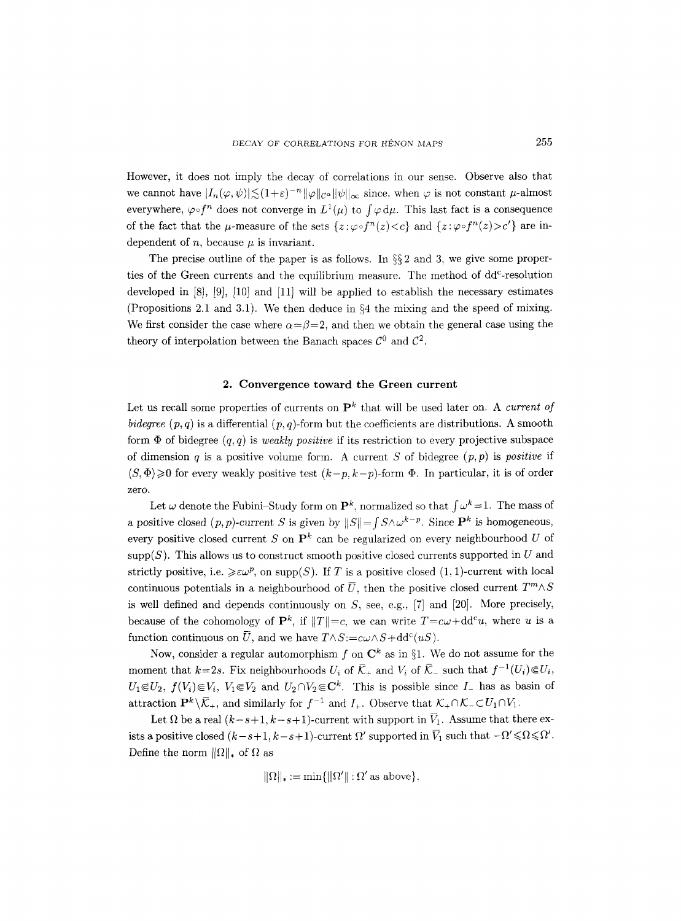However, it does not imply the decay of correlations in our sense. Observe also that we cannot have $|I_n(\varphi,\psi)| \lesssim (1+\varepsilon)^{-n} \|\varphi\|_{\mathcal{C}^0} \|\psi\|_\infty$ since, when $\varphi$ is not constant $\mu$-almost everywhere, $\varphi \circ f^n$ does not converge in $L^1(\mu)$ to $\int \varphi \, d\mu$. This last fact is a consequence of the fact that the $\mu$-measure of the sets $\{z : \varphi \circ f^n(z) < c\}$ and $\{z : \varphi \circ f^n(z) > c'\}$ are independent of $n$, because $\mu$ is invariant.

The precise outline of the paper is as follows. In §§ 2 and 3, we give some properties of the Green currents and the equilibrium measure. The method of dd$^c$-resolution developed in [8], [9], [10] and [11] will be applied to establish the necessary estimates (Propositions 2.1 and 3.1). We then deduce in §4 the mixing and the speed of mixing. We first consider the case where $\alpha = \beta = 2$, and then we obtain the general case using the theory of interpolation between the Banach spaces $\mathcal{C}^0$ and $\mathcal{C}^2$.

## 2. Convergence toward the Green current

Let us recall some properties of currents on $\mathbf{P}^k$ that will be used later on. A *current of bidegree* $(p,q)$ is a differential $(p,q)$-form but the coefficients are distributions. A smooth form $\Phi$ of bidegree $(q,q)$ is *weakly positive* if its restriction to every projective subspace of dimension $q$ is a positive volume form. A current $S$ of bidegree $(p,p)$ is *positive* if $\langle S, \Phi \rangle \geqslant 0$ for every weakly positive test $(k-p, k-p)$-form $\Phi$. In particular, it is of order zero.

Let $\omega$ denote the Fubini–Study form on $\mathbf{P}^k$, normalized so that $\int \omega^k = 1$. The mass of a positive closed $(p,p)$-current $S$ is given by $\|S\| = \int S \wedge \omega^{k-p}$. Since $\mathbf{P}^k$ is homogeneous, every positive closed current $S$ on $\mathbf{P}^k$ can be regularized on every neighbourhood $U$ of $\operatorname{supp}(S)$. This allows us to construct smooth positive closed currents supported in $U$ and strictly positive, i.e. $\geqslant \varepsilon \omega^p$, on $\operatorname{supp}(S)$. If $T$ is a positive closed $(1,1)$-current with local continuous potentials in a neighbourhood of $\overline{U}$, then the positive closed current $T^m \wedge S$ is well defined and depends continuously on $S$, see, e.g., [7] and [20]. More precisely, because of the cohomology of $\mathbf{P}^k$, if $\|T\| = c$, we can write $T = c\omega + dd^c u$, where $u$ is a function continuous on $\overline{U}$, and we have $T \wedge S := c\omega \wedge S + dd^c(uS)$.

Now, consider a regular automorphism $f$ on $\mathbf{C}^k$ as in §1. We do not assume for the moment that $k = 2s$. Fix neighbourhoods $U_i$ of $\overline{\mathcal{K}}_+$ and $V_i$ of $\overline{\mathcal{K}}_-$ such that $f^{-1}(U_i) \Subset U_i$, $U_1 \Subset U_2$, $f(V_i) \Subset V_i$, $V_1 \Subset V_2$ and $U_2 \cap V_2 \Subset \mathbf{C}^k$. This is possible since $I_-$ has as basin of attraction $\mathbf{P}^k \setminus \overline{\mathcal{K}}_+$, and similarly for $f^{-1}$ and $I_+$. Observe that $\mathcal{K}_+ \cap \mathcal{K}_- \subset U_1 \cap V_1$.

Let $\Omega$ be a real $(k-s+1, k-s+1)$-current with support in $\overline{V}_1$. Assume that there exists a positive closed $(k-s+1, k-s+1)$-current $\Omega'$ supported in $\overline{V}_1$ such that $-\Omega' \leqslant \Omega \leqslant \Omega'$. Define the norm $\|\Omega\|_*$ of $\Omega$ as

$$\|\Omega\|_* := \min\{\|\Omega'\| : \Omega' \text{ as above}\}.$$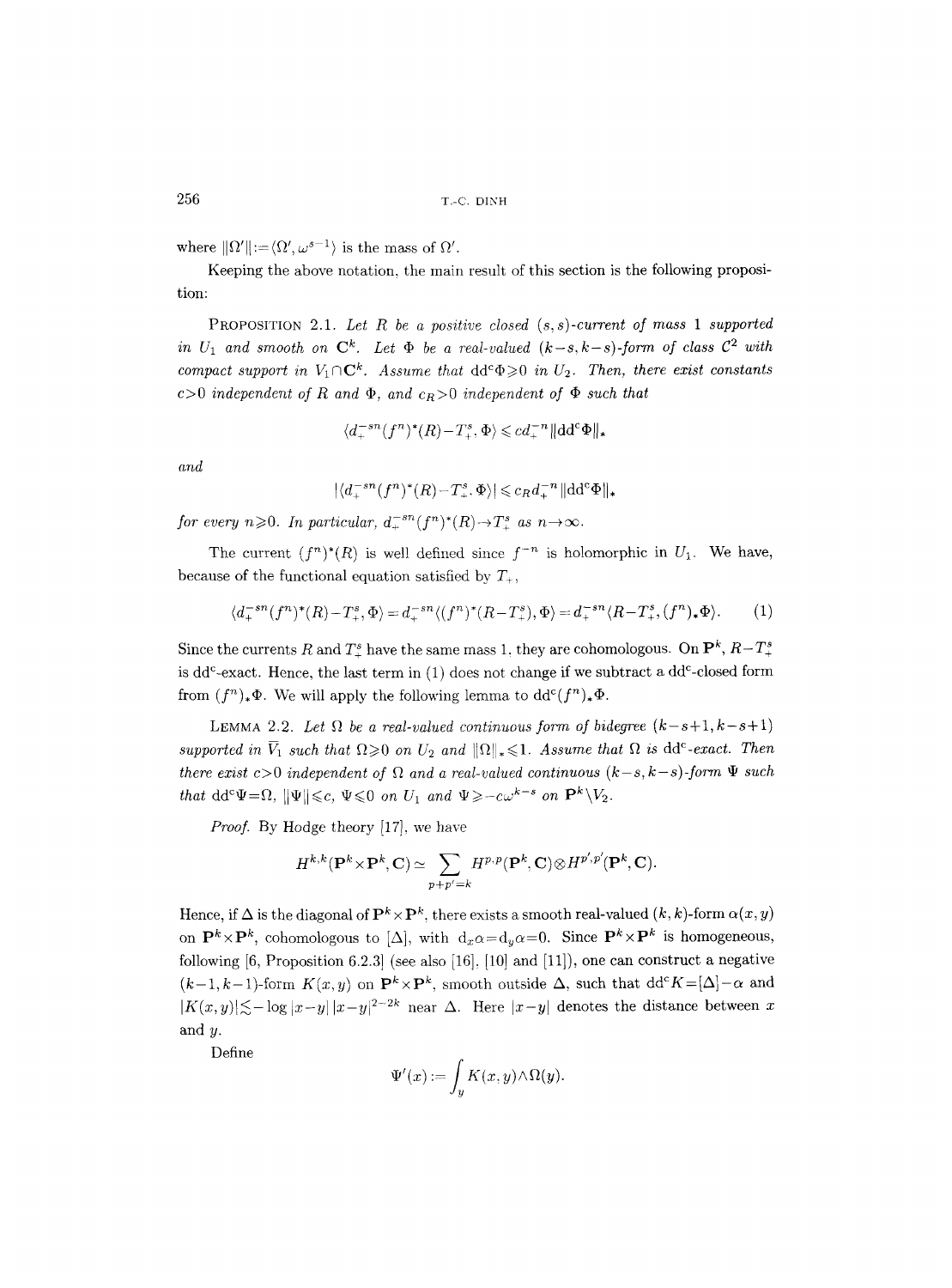where $\|\Omega'\|:=\langle\Omega',\omega^{s-1}\rangle$ is the mass of $\Omega'$.

Keeping the above notation, the main result of this section is the following proposition:

PROPOSITION 2.1. *Let $R$ be a positive closed $(s,s)$-current of mass 1 supported in $U_1$ and smooth on $\mathbf{C}^k$. Let $\Phi$ be a real-valued $(k-s,k-s)$-form of class $\mathcal{C}^2$ with compact support in $V_1\cap\mathbf{C}^k$. Assume that $\mathrm{dd^c}\Phi\geqslant 0$ in $U_2$. Then, there exist constants $c>0$ independent of $R$ and $\Phi$, and $c_R>0$ independent of $\Phi$ such that*

$$\langle d_+^{-sn}(f^n)^*(R)-T_+^s,\Phi\rangle\leqslant c d_+^{-n}\|\mathrm{dd^c}\Phi\|_*$$

*and*

$$|\langle d_+^{-sn}(f^n)^*(R)-T_+^s,\Phi\rangle|\leqslant c_R d_+^{-n}\|\mathrm{dd^c}\Phi\|_*$$

*for every $n\geqslant 0$. In particular, $d_+^{-sn}(f^n)^*(R)\to T_+^s$ as $n\to\infty$.*

The current $(f^n)^*(R)$ is well defined since $f^{-n}$ is holomorphic in $U_1$. We have, because of the functional equation satisfied by $T_+$,

$$\langle d_+^{-sn}(f^n)^*(R)-T_+^s,\Phi\rangle=d_+^{-sn}\langle(f^n)^*(R-T_+^s),\Phi\rangle=d_+^{-sn}\langle R-T_+^s,(f^n)_*\Phi\rangle. \tag{1}$$

Since the currents $R$ and $T_+^s$ have the same mass 1, they are cohomologous. On $\mathbf{P}^k$, $R-T_+^s$ is $\mathrm{dd^c}$-exact. Hence, the last term in (1) does not change if we subtract a $\mathrm{dd^c}$-closed form from $(f^n)_*\Phi$. We will apply the following lemma to $\mathrm{dd^c}(f^n)_*\Phi$.

LEMMA 2.2. *Let $\Omega$ be a real-valued continuous form of bidegree $(k-s+1,k-s+1)$ supported in $\overline{V}_1$ such that $\Omega\geqslant 0$ on $U_2$ and $\|\Omega\|_*\leqslant 1$. Assume that $\Omega$ is $\mathrm{dd^c}$-exact. Then there exist $c>0$ independent of $\Omega$ and a real-valued continuous $(k-s,k-s)$-form $\Psi$ such that $\mathrm{dd^c}\Psi=\Omega$, $\|\Psi\|\leqslant c$, $\Psi\leqslant 0$ on $U_1$ and $\Psi\geqslant -c\omega^{k-s}$ on $\mathbf{P}^k\setminus V_2$.*

*Proof.* By Hodge theory [17], we have

$$H^{k,k}(\mathbf{P}^k\times\mathbf{P}^k,\mathbf{C})\simeq\sum_{p+p'=k}H^{p,p}(\mathbf{P}^k,\mathbf{C})\otimes H^{p',p'}(\mathbf{P}^k,\mathbf{C}).$$

Hence, if $\Delta$ is the diagonal of $\mathbf{P}^k\times\mathbf{P}^k$, there exists a smooth real-valued $(k,k)$-form $\alpha(x,y)$ on $\mathbf{P}^k\times\mathbf{P}^k$, cohomologous to $[\Delta]$, with $\mathrm{d}_x\alpha=\mathrm{d}_y\alpha=0$. Since $\mathbf{P}^k\times\mathbf{P}^k$ is homogeneous, following [6, Proposition 6.2.3] (see also [16], [10] and [11]), one can construct a negative $(k-1,k-1)$-form $K(x,y)$ on $\mathbf{P}^k\times\mathbf{P}^k$, smooth outside $\Delta$, such that $\mathrm{dd^c}K=[\Delta]-\alpha$ and $|K(x,y)|\lesssim-\log|x-y|\,|x-y|^{2-2k}$ near $\Delta$. Here $|x-y|$ denotes the distance between $x$ and $y$.

Define

$$\Psi'(x):=\int_y K(x,y)\wedge\Omega(y).$$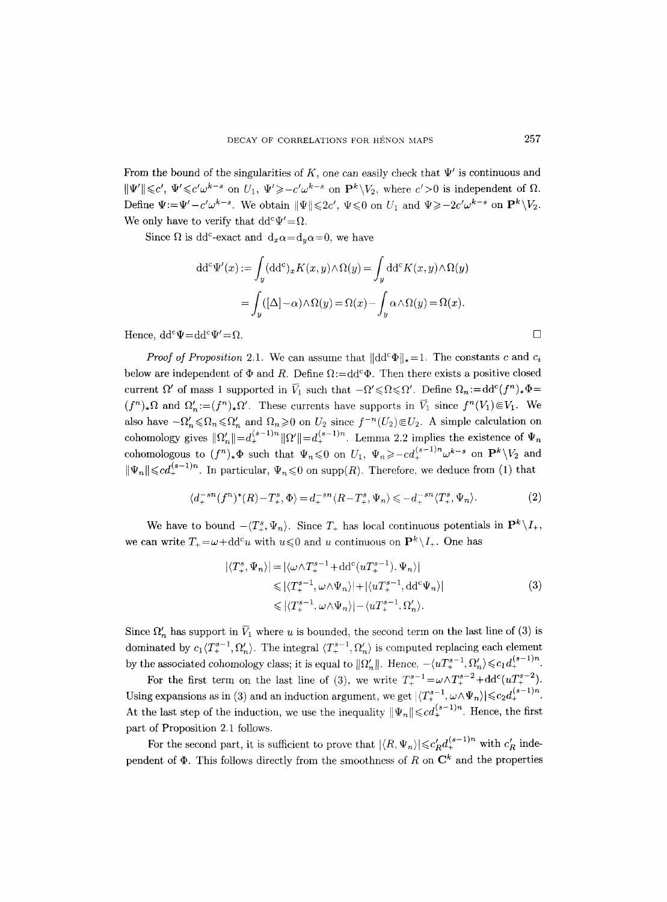From the bound of the singularities of $K$, one can easily check that $\Psi'$ is continuous and $\|\Psi'\|\leqslant c'$, $\Psi'\leqslant c'\omega^{k-s}$ on $U_1$, $\Psi'\geqslant -c'\omega^{k-s}$ on $\mathbf{P}^k\setminus V_2$, where $c'>0$ is independent of $\Omega$. Define $\Psi:=\Psi'-c'\omega^{k-s}$. We obtain $\|\Psi\|\leqslant 2c'$, $\Psi\leqslant 0$ on $U_1$ and $\Psi\geqslant -2c'\omega^{k-s}$ on $\mathbf{P}^k\setminus V_2$. We only have to verify that $\mathrm{dd^c}\Psi'=\Omega$.

Since $\Omega$ is $\mathrm{dd^c}$-exact and $\mathrm{d}_x\alpha=\mathrm{d}_y\alpha=0$, we have

$$\mathrm{dd^c}\Psi'(x) := \int_y (\mathrm{dd^c})_x K(x,y)\wedge\Omega(y) = \int_y \mathrm{dd^c} K(x,y)\wedge\Omega(y)$$
$$= \int_y ([\Delta]-\alpha)\wedge\Omega(y) = \Omega(x) - \int_y \alpha\wedge\Omega(y) = \Omega(x).$$

Hence, $\mathrm{dd^c}\Psi=\mathrm{dd^c}\Psi'=\Omega$. $\square$

*Proof of Proposition* 2.1. We can assume that $\|\mathrm{dd^c}\Phi\|_*=1$. The constants $c$ and $c_i$ below are independent of $\Phi$ and $R$. Define $\Omega:=\mathrm{dd^c}\Phi$. Then there exists a positive closed current $\Omega'$ of mass 1 supported in $\overline{V}_1$ such that $-\Omega'\leqslant\Omega\leqslant\Omega'$. Define $\Omega_n:=\mathrm{dd^c}(f^n)_*\Phi=(f^n)_*\Omega$ and $\Omega'_n:=(f^n)_*\Omega'$. These currents have supports in $\overline{V}_1$ since $f^n(V_1)\Subset V_1$. We also have $-\Omega'_n\leqslant\Omega_n\leqslant\Omega'_n$ and $\Omega_n\geqslant 0$ on $U_2$ since $f^{-n}(U_2)\Subset U_2$. A simple calculation on cohomology gives $\|\Omega'_n\|=d_+^{(s-1)n}\|\Omega'\|=d_+^{(s-1)n}$. Lemma 2.2 implies the existence of $\Psi_n$ cohomologous to $(f^n)_*\Phi$ such that $\Psi_n\leqslant 0$ on $U_1$, $\Psi_n\geqslant -cd_+^{(s-1)n}\omega^{k-s}$ on $\mathbf{P}^k\setminus V_2$ and $\|\Psi_n\|\leqslant cd_+^{(s-1)n}$. In particular, $\Psi_n\leqslant 0$ on $\mathrm{supp}(R)$. Therefore, we deduce from (1) that

$$\langle d_+^{-sn}(f^n)^*(R)-T_+^s,\Phi\rangle = d_+^{-sn}\langle R-T_+^s,\Psi_n\rangle \leqslant -d_+^{-sn}\langle T_+^s,\Psi_n\rangle. \tag{2}$$

We have to bound $-\langle T_+^s,\Psi_n\rangle$. Since $T_+$ has local continuous potentials in $\mathbf{P}^k\setminus I_+$, we can write $T_+=\omega+\mathrm{dd^c}u$ with $u\leqslant 0$ and $u$ continuous on $\mathbf{P}^k\setminus I_+$. One has

$$\begin{aligned}
|\langle T_+^s,\Psi_n\rangle| &= |\langle \omega\wedge T_+^{s-1}+\mathrm{dd^c}(uT_+^{s-1}),\Psi_n\rangle| \\
&\leqslant |\langle T_+^{s-1},\omega\wedge\Psi_n\rangle| + |\langle uT_+^{s-1},\mathrm{dd^c}\Psi_n\rangle| \\
&\leqslant |\langle T_+^{s-1},\omega\wedge\Psi_n\rangle| - \langle uT_+^{s-1},\Omega'_n\rangle.
\end{aligned} \tag{3}$$

Since $\Omega'_n$ has support in $\overline{V}_1$ where $u$ is bounded, the second term on the last line of (3) is dominated by $c_1\langle T_+^{s-1},\Omega'_n\rangle$. The integral $\langle T_+^{s-1},\Omega'_n\rangle$ is computed replacing each element by the associated cohomology class; it is equal to $\|\Omega'_n\|$. Hence, $-\langle uT_+^{s-1},\Omega'_n\rangle\leqslant c_1 d_+^{(s-1)n}$.

For the first term on the last line of (3), we write $T_+^{s-1}=\omega\wedge T_+^{s-2}+\mathrm{dd^c}(uT_+^{s-2})$. Using expansions as in (3) and an induction argument, we get $|\langle T_+^{s-1},\omega\wedge\Psi_n\rangle|\leqslant c_2 d_+^{(s-1)n}$. At the last step of the induction, we use the inequality $\|\Psi_n\|\leqslant cd_+^{(s-1)n}$. Hence, the first part of Proposition 2.1 follows.

For the second part, it is sufficient to prove that $|\langle R,\Psi_n\rangle|\leqslant c'_R d_+^{(s-1)n}$ with $c'_R$ independent of $\Phi$. This follows directly from the smoothness of $R$ on $\mathbf{C}^k$ and the properties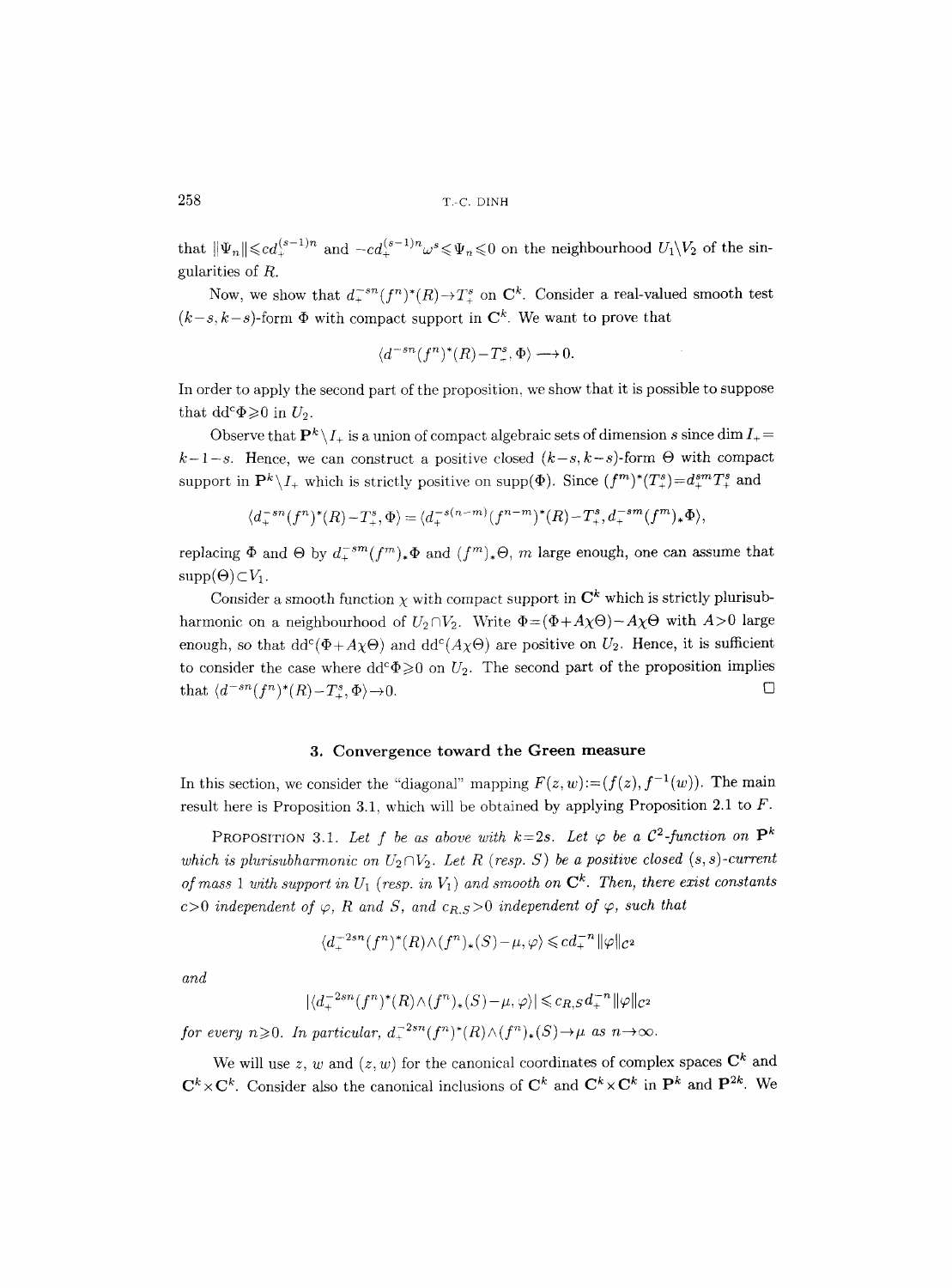that $\|\Psi_n\| \leqslant c d_+^{(s-1)n}$ and $-c d_+^{(s-1)n}\omega^s \leqslant \Psi_n \leqslant 0$ on the neighbourhood $U_1 \setminus V_2$ of the singularities of $R$.

Now, we show that $d_+^{-sn}(f^n)^*(R) \to T_+^s$ on $\mathbf{C}^k$. Consider a real-valued smooth test $(k-s, k-s)$-form $\Phi$ with compact support in $\mathbf{C}^k$. We want to prove that

$$\langle d^{-sn}(f^n)^*(R) - T_+^s, \Phi \rangle \longrightarrow 0.$$

In order to apply the second part of the proposition, we show that it is possible to suppose that $dd^c\Phi \geqslant 0$ in $U_2$.

Observe that $\mathbf{P}^k \setminus I_+$ is a union of compact algebraic sets of dimension $s$ since $\dim I_+ = k-1-s$. Hence, we can construct a positive closed $(k-s, k-s)$-form $\Theta$ with compact support in $\mathbf{P}^k \setminus I_+$ which is strictly positive on $\operatorname{supp}(\Phi)$. Since $(f^m)^*(T_+^s) = d_+^{sm} T_+^s$ and

$$\langle d_+^{-sn}(f^n)^*(R) - T_+^s, \Phi \rangle = \langle d_+^{-s(n-m)}(f^{n-m})^*(R) - T_+^s, d_+^{-sm}(f^m)_*\Phi \rangle,$$

replacing $\Phi$ and $\Theta$ by $d_+^{-sm}(f^m)_*\Phi$ and $(f^m)_*\Theta$, $m$ large enough, one can assume that $\operatorname{supp}(\Theta) \subset V_1$.

Consider a smooth function $\chi$ with compact support in $\mathbf{C}^k$ which is strictly plurisubharmonic on a neighbourhood of $U_2 \cap V_2$. Write $\Phi = (\Phi + A\chi\Theta) - A\chi\Theta$ with $A > 0$ large enough, so that $dd^c(\Phi + A\chi\Theta)$ and $dd^c(A\chi\Theta)$ are positive on $U_2$. Hence, it is sufficient to consider the case where $dd^c\Phi \geqslant 0$ on $U_2$. The second part of the proposition implies that $\langle d^{-sn}(f^n)^*(R) - T_+^s, \Phi \rangle \to 0$. □

## 3. Convergence toward the Green measure

In this section, we consider the "diagonal" mapping $F(z, w) := (f(z), f^{-1}(w))$. The main result here is Proposition 3.1, which will be obtained by applying Proposition 2.1 to $F$.

PROPOSITION 3.1. *Let $f$ be as above with $k = 2s$. Let $\varphi$ be a $\mathcal{C}^2$-function on $\mathbf{P}^k$ which is plurisubharmonic on $U_2 \cap V_2$. Let $R$ (resp. $S$) be a positive closed $(s, s)$-current of mass 1 with support in $U_1$ (resp. in $V_1$) and smooth on $\mathbf{C}^k$. Then, there exist constants $c > 0$ independent of $\varphi$, $R$ and $S$, and $c_{R,S} > 0$ independent of $\varphi$, such that*

$$\langle d_+^{-2sn}(f^n)^*(R) \wedge (f^n)_*(S) - \mu, \varphi \rangle \leqslant c d_+^{-n} \|\varphi\|_{\mathcal{C}^2}$$

*and*

$$|\langle d_+^{-2sn}(f^n)^*(R) \wedge (f^n)_*(S) - \mu, \varphi \rangle| \leqslant c_{R,S} d_+^{-n} \|\varphi\|_{\mathcal{C}^2}$$

*for every $n \geqslant 0$. In particular, $d_+^{-2sn}(f^n)^*(R) \wedge (f^n)_*(S) \to \mu$ as $n \to \infty$.*

We will use $z$, $w$ and $(z, w)$ for the canonical coordinates of complex spaces $\mathbf{C}^k$ and $\mathbf{C}^k \times \mathbf{C}^k$. Consider also the canonical inclusions of $\mathbf{C}^k$ and $\mathbf{C}^k \times \mathbf{C}^k$ in $\mathbf{P}^k$ and $\mathbf{P}^{2k}$. We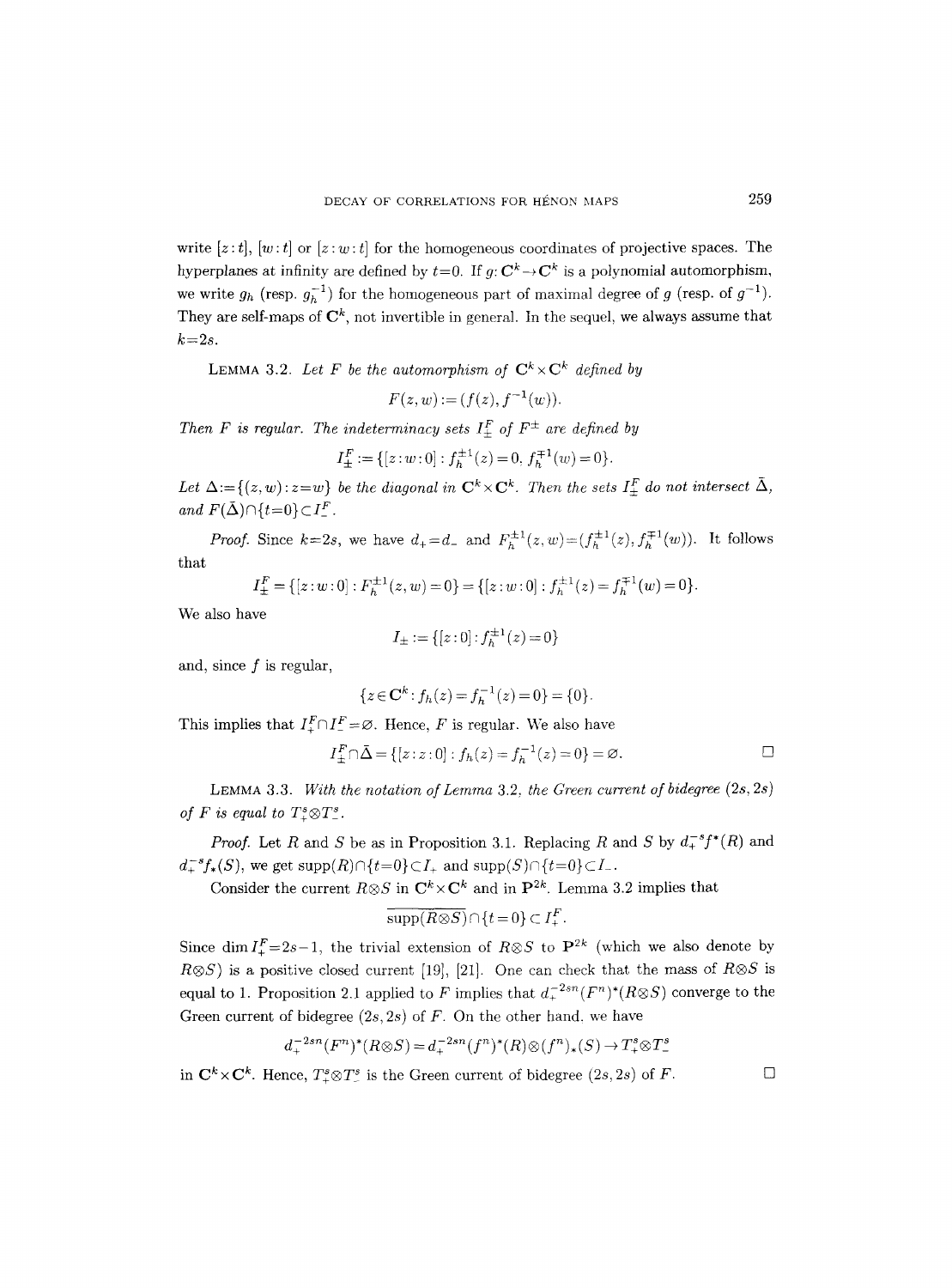write $[z:t]$, $[w:t]$ or $[z:w:t]$ for the homogeneous coordinates of projective spaces. The hyperplanes at infinity are defined by $t=0$. If $g: \mathbf{C}^k \to \mathbf{C}^k$ is a polynomial automorphism, we write $g_h$ (resp. $g_h^{-1}$) for the homogeneous part of maximal degree of $g$ (resp. of $g^{-1}$). They are self-maps of $\mathbf{C}^k$, not invertible in general. In the sequel, we always assume that $k=2s$.

LEMMA 3.2. *Let $F$ be the automorphism of $\mathbf{C}^k \times \mathbf{C}^k$ defined by*

$$F(z,w) := (f(z), f^{-1}(w)).$$

*Then $F$ is regular. The indeterminacy sets $I_\pm^F$ of $F^\pm$ are defined by*

$$I_\pm^F := \{[z:w:0] : f_h^{\pm 1}(z) = 0,\ f_h^{\mp 1}(w) = 0\}.$$

*Let $\Delta := \{(z,w) : z=w\}$ be the diagonal in $\mathbf{C}^k \times \mathbf{C}^k$. Then the sets $I_\pm^F$ do not intersect $\bar{\Delta}$, and $F(\bar{\Delta}) \cap \{t=0\} \subset I_-^F$.*

*Proof.* Since $k=2s$, we have $d_+ = d_-$ and $F_h^{\pm 1}(z,w) = (f_h^{\pm 1}(z), f_h^{\mp 1}(w))$. It follows that

$$I_\pm^F = \{[z:w:0] : F_h^{\pm 1}(z,w) = 0\} = \{[z:w:0] : f_h^{\pm 1}(z) = f_h^{\mp 1}(w) = 0\}.$$

We also have

$$I_\pm := \{[z:0] : f_h^{\pm 1}(z) = 0\}$$

and, since $f$ is regular,

$$\{z \in \mathbf{C}^k : f_h(z) = f_h^{-1}(z) = 0\} = \{0\}.$$

This implies that $I_+^F \cap I_-^F = \varnothing$. Hence, $F$ is regular. We also have

$$I_\pm^F \cap \bar{\Delta} = \{[z:z:0] : f_h(z) = f_h^{-1}(z) = 0\} = \varnothing. \qquad \square$$

LEMMA 3.3. *With the notation of Lemma 3.2, the Green current of bidegree $(2s,2s)$ of $F$ is equal to $T_+^s \otimes T_-^s$.*

*Proof.* Let $R$ and $S$ be as in Proposition 3.1. Replacing $R$ and $S$ by $d_+^{-s} f^*(R)$ and $d_+^{-s} f_*(S)$, we get $\operatorname{supp}(R) \cap \{t=0\} \subset I_+$ and $\operatorname{supp}(S) \cap \{t=0\} \subset I_-$.

Consider the current $R \otimes S$ in $\mathbf{C}^k \times \mathbf{C}^k$ and in $\mathbf{P}^{2k}$. Lemma 3.2 implies that

$$\overline{\operatorname{supp}(R \otimes S)} \cap \{t=0\} \subset I_+^F.$$

Since $\dim I_+^F = 2s-1$, the trivial extension of $R \otimes S$ to $\mathbf{P}^{2k}$ (which we also denote by $R \otimes S$) is a positive closed current [19], [21]. One can check that the mass of $R \otimes S$ is equal to 1. Proposition 2.1 applied to $F$ implies that $d_+^{-2sn} (F^n)^*(R \otimes S)$ converge to the Green current of bidegree $(2s,2s)$ of $F$. On the other hand, we have

$$d_+^{-2sn} (F^n)^*(R \otimes S) = d_+^{-2sn} (f^n)^*(R) \otimes (f^n)_*(S) \to T_+^s \otimes T_-^s$$

in $\mathbf{C}^k \times \mathbf{C}^k$. Hence, $T_+^s \otimes T_-^s$ is the Green current of bidegree $(2s,2s)$ of $F$. $\square$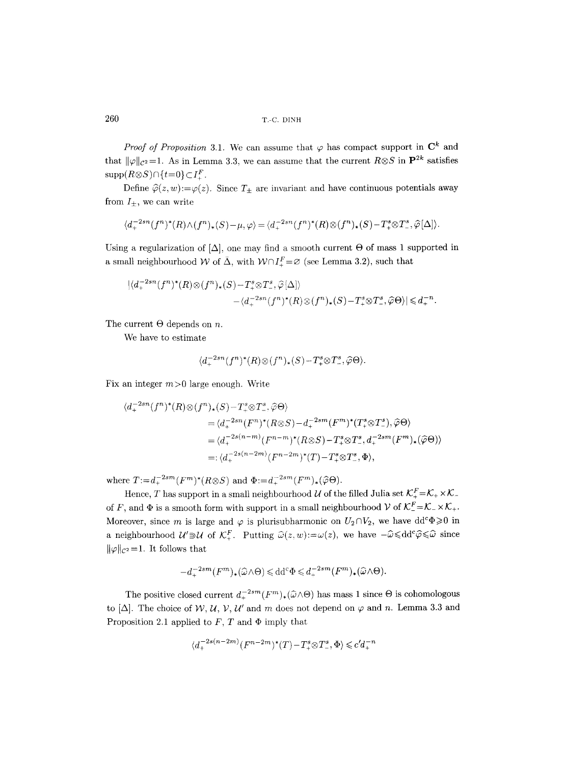*Proof of Proposition* 3.1. We can assume that $\varphi$ has compact support in $\mathbf{C}^k$ and that $\|\varphi\|_{\mathcal{C}^2}=1$. As in Lemma 3.3, we can assume that the current $R\otimes S$ in $\mathbf{P}^{2k}$ satisfies $\operatorname{supp}(R\otimes S)\cap\{t=0\}\subset I_+^F$.

Define $\widehat{\varphi}(z,w):=\varphi(z)$. Since $T_\pm$ are invariant and have continuous potentials away from $I_\pm$, we can write

$$\langle d_+^{-2sn}(f^n)^*(R)\wedge(f^n)_*(S)-\mu,\varphi\rangle=\langle d_+^{-2sn}(f^n)^*(R)\otimes(f^n)_*(S)-T_+^s\otimes T_-^s,\widehat{\varphi}[\Delta]\rangle.$$

Using a regularization of $[\Delta]$, one may find a smooth current $\Theta$ of mass 1 supported in a small neighbourhood $\mathcal{W}$ of $\bar{\Delta}$, with $\mathcal{W}\cap I_+^F=\varnothing$ (see Lemma 3.2), such that

$$\begin{aligned}|\langle d_+^{-2sn}(f^n)^*(R)\otimes(f^n)_*(S)-T_+^s\otimes T_-^s,\widehat{\varphi}[\Delta]\rangle\\ -\langle d_+^{-2sn}(f^n)^*(R)\otimes(f^n)_*(S)-T_+^s\otimes T_-^s,\widehat{\varphi}\Theta\rangle|\leqslant d_+^{-n}.\end{aligned}$$

The current $\Theta$ depends on $n$.

We have to estimate

$$\langle d_+^{-2sn}(f^n)^*(R)\otimes(f^n)_*(S)-T_+^s\otimes T_-^s,\widehat{\varphi}\Theta\rangle.$$

Fix an integer $m>0$ large enough. Write

$$\begin{aligned}\langle d_+^{-2sn}&(f^n)^*(R)\otimes(f^n)_*(S)-T_+^s\otimes T_-^s,\widehat{\varphi}\Theta\rangle\\ &=\langle d_+^{-2sn}(F^n)^*(R\otimes S)-d_+^{-2sm}(F^m)^*(T_+^s\otimes T_-^s),\widehat{\varphi}\Theta\rangle\\ &=\langle d_+^{-2s(n-m)}(F^{n-m})^*(R\otimes S)-T_+^s\otimes T_-^s,d_+^{-2sm}(F^m)_*(\widehat{\varphi}\Theta)\rangle\\ &=:\langle d_+^{-2s(n-2m)}(F^{n-2m})^*(T)-T_+^s\otimes T_-^s,\Phi\rangle,\end{aligned}$$

where $T:=d_+^{-2sm}(F^m)^*(R\otimes S)$ and $\Phi:=d_+^{-2sm}(F^m)_*(\widehat{\varphi}\Theta)$.

Hence, $T$ has support in a small neighbourhood $\mathcal{U}$ of the filled Julia set $\mathcal{K}_+^F=\mathcal{K}_+\times\mathcal{K}_-$ of $F$, and $\Phi$ is a smooth form with support in a small neighbourhood $\mathcal{V}$ of $\mathcal{K}_-^F=\mathcal{K}_-\times\mathcal{K}_+$. Moreover, since $m$ is large and $\varphi$ is plurisubharmonic on $U_2\cap V_2$, we have $dd^c\Phi\geqslant 0$ in a neighbourhood $\mathcal{U}'\Supset\mathcal{U}$ of $\mathcal{K}_+^F$. Putting $\widehat{\omega}(z,w):=\omega(z)$, we have $-\widehat{\omega}\leqslant dd^c\widehat{\varphi}\leqslant\widehat{\omega}$ since $\|\varphi\|_{\mathcal{C}^2}=1$. It follows that

$$-d_+^{-2sm}(F^m)_*(\widehat{\omega}\wedge\Theta)\leqslant dd^c\Phi\leqslant d_+^{-2sm}(F^m)_*(\widehat{\omega}\wedge\Theta).$$

The positive closed current $d_+^{-2sm}(F^m)_*(\widehat{\omega}\wedge\Theta)$ has mass 1 since $\Theta$ is cohomologous to $[\Delta]$. The choice of $\mathcal{W}$, $\mathcal{U}$, $\mathcal{V}$, $\mathcal{U}'$ and $m$ does not depend on $\varphi$ and $n$. Lemma 3.3 and Proposition 2.1 applied to $F$, $T$ and $\Phi$ imply that

$$\langle d_+^{-2s(n-2m)}(F^{n-2m})^*(T)-T_+^s\otimes T_-^s,\Phi\rangle\leqslant c'd_+^{-n}$$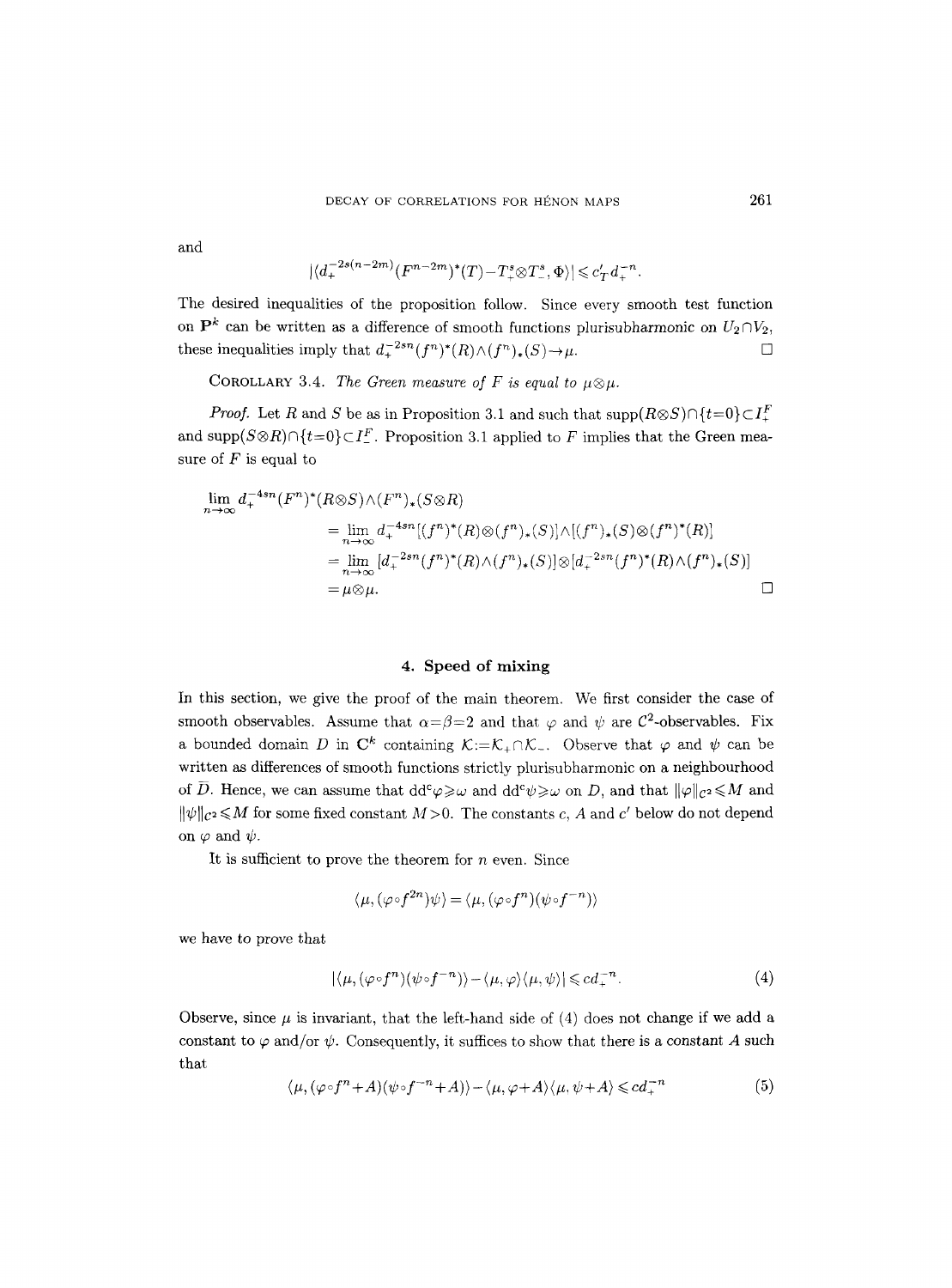and

$$|\langle d_+^{-2s(n-2m)}(F^{n-2m})^*(T)-T_+^s\otimes T_-^s,\Phi\rangle|\leqslant c'_T d_+^{-n}.$$

The desired inequalities of the proposition follow. Since every smooth test function on $\mathbf{P}^k$ can be written as a difference of smooth functions plurisubharmonic on $U_2\cap V_2$, these inequalities imply that $d_+^{-2sn}(f^n)^*(R)\wedge(f^n)_*(S)\to\mu$. $\square$

COROLLARY 3.4. *The Green measure of $F$ is equal to $\mu\otimes\mu$.*

*Proof.* Let $R$ and $S$ be as in Proposition 3.1 and such that $\operatorname{supp}(R\otimes S)\cap\{t=0\}\subset I_+^F$ and $\operatorname{supp}(S\otimes R)\cap\{t=0\}\subset I_-^F$. Proposition 3.1 applied to $F$ implies that the Green measure of $F$ is equal to

$$\begin{aligned}
\lim_{n\to\infty} d_+^{-4sn}(F^n)^*(R\otimes S)\wedge(F^n)_*(S\otimes R)
&= \lim_{n\to\infty} d_+^{-4sn}[(f^n)^*(R)\otimes(f^n)_*(S)]\wedge[(f^n)_*(S)\otimes(f^n)^*(R)]\\
&= \lim_{n\to\infty}[d_+^{-2sn}(f^n)^*(R)\wedge(f^n)_*(S)]\otimes[d_+^{-2sn}(f^n)^*(R)\wedge(f^n)_*(S)]\\
&= \mu\otimes\mu.
\end{aligned}$$

$\square$

## 4. Speed of mixing

In this section, we give the proof of the main theorem. We first consider the case of smooth observables. Assume that $\alpha=\beta=2$ and that $\varphi$ and $\psi$ are $\mathcal{C}^2$-observables. Fix a bounded domain $D$ in $\mathbf{C}^k$ containing $\mathcal{K}:=\mathcal{K}_+\cap\mathcal{K}_-$. Observe that $\varphi$ and $\psi$ can be written as differences of smooth functions strictly plurisubharmonic on a neighbourhood of $\bar{D}$. Hence, we can assume that $dd^c\varphi\geqslant\omega$ and $dd^c\psi\geqslant\omega$ on $D$, and that $\|\varphi\|_{\mathcal{C}^2}\leqslant M$ and $\|\psi\|_{\mathcal{C}^2}\leqslant M$ for some fixed constant $M>0$. The constants $c$, $A$ and $c'$ below do not depend on $\varphi$ and $\psi$.

It is sufficient to prove the theorem for $n$ even. Since

$$\langle\mu,(\varphi\circ f^{2n})\psi\rangle=\langle\mu,(\varphi\circ f^n)(\psi\circ f^{-n})\rangle$$

we have to prove that

$$|\langle\mu,(\varphi\circ f^n)(\psi\circ f^{-n})\rangle-\langle\mu,\varphi\rangle\langle\mu,\psi\rangle|\leqslant cd_+^{-n}. \tag{4}$$

Observe, since $\mu$ is invariant, that the left-hand side of (4) does not change if we add a constant to $\varphi$ and/or $\psi$. Consequently, it suffices to show that there is a constant $A$ such that

$$\langle\mu,(\varphi\circ f^n+A)(\psi\circ f^{-n}+A)\rangle-\langle\mu,\varphi+A\rangle\langle\mu,\psi+A\rangle\leqslant cd_+^{-n} \tag{5}$$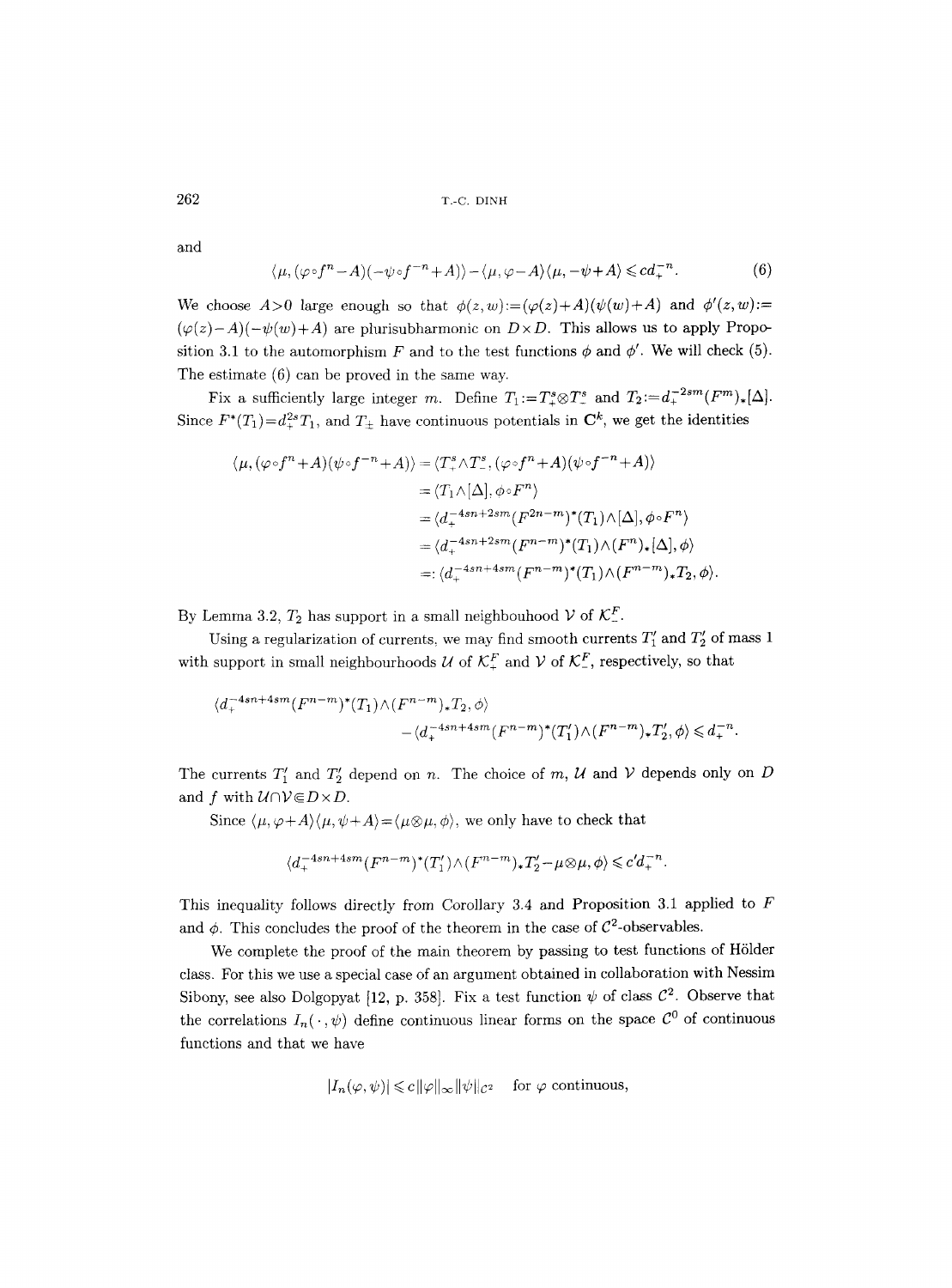and

$$\langle \mu, (\varphi\circ f^n - A)(-\psi\circ f^{-n}+A)\rangle - \langle \mu, \varphi - A\rangle\langle \mu, -\psi + A\rangle \leqslant c d_+^{-n}. \tag{6}$$

We choose $A>0$ large enough so that $\phi(z,w):=(\varphi(z)+A)(\psi(w)+A)$ and $\phi'(z,w):=(\varphi(z)-A)(-\psi(w)+A)$ are plurisubharmonic on $D\times D$. This allows us to apply Proposition 3.1 to the automorphism $F$ and to the test functions $\phi$ and $\phi'$. We will check (5). The estimate (6) can be proved in the same way.

Fix a sufficiently large integer $m$. Define $T_1:=T_+^s\otimes T_-^s$ and $T_2:=d_+^{-2sm}(F^m)_*[\Delta]$. Since $F^*(T_1)=d_+^{2s}T_1$, and $T_\pm$ have continuous potentials in $\mathbf{C}^k$, we get the identities

$$\begin{aligned}
\langle \mu, (\varphi\circ f^n + A)(\psi\circ f^{-n}+A)\rangle &= \langle T_+^s\wedge T_-^s, (\varphi\circ f^n+A)(\psi\circ f^{-n}+A)\rangle \\
&= \langle T_1\wedge[\Delta], \phi\circ F^n\rangle \\
&= \langle d_+^{-4sn+2sm}(F^{2n-m})^*(T_1)\wedge[\Delta], \phi\circ F^n\rangle \\
&= \langle d_+^{-4sn+2sm}(F^{n-m})^*(T_1)\wedge(F^n)_*[\Delta], \phi\rangle \\
&=: \langle d_+^{-4sn+4sm}(F^{n-m})^*(T_1)\wedge(F^{n-m})_*T_2, \phi\rangle.
\end{aligned}$$

By Lemma 3.2, $T_2$ has support in a small neighbouhood $\mathcal{V}$ of $\mathcal{K}_-^F$.

Using a regularization of currents, we may find smooth currents $T_1'$ and $T_2'$ of mass 1 with support in small neighbourhoods $\mathcal{U}$ of $\mathcal{K}_+^F$ and $\mathcal{V}$ of $\mathcal{K}_-^F$, respectively, so that

$$\langle d_+^{-4sn+4sm}(F^{n-m})^*(T_1)\wedge(F^{n-m})_*T_2, \phi\rangle - \langle d_+^{-4sn+4sm}(F^{n-m})^*(T_1')\wedge(F^{n-m})_*T_2', \phi\rangle \leqslant d_+^{-n}.$$

The currents $T_1'$ and $T_2'$ depend on $n$. The choice of $m$, $\mathcal{U}$ and $\mathcal{V}$ depends only on $D$ and $f$ with $\mathcal{U}\cap\mathcal{V}\Subset D\times D$.

Since $\langle\mu,\varphi+A\rangle\langle\mu,\psi+A\rangle=\langle\mu\otimes\mu,\phi\rangle$, we only have to check that

$$\langle d_+^{-4sn+4sm}(F^{n-m})^*(T_1')\wedge(F^{n-m})_*T_2' - \mu\otimes\mu, \phi\rangle \leqslant c' d_+^{-n}.$$

This inequality follows directly from Corollary 3.4 and Proposition 3.1 applied to $F$ and $\phi$. This concludes the proof of the theorem in the case of $\mathcal{C}^2$-observables.

We complete the proof of the main theorem by passing to test functions of Hölder class. For this we use a special case of an argument obtained in collaboration with Nessim Sibony, see also Dolgopyat [12, p. 358]. Fix a test function $\psi$ of class $\mathcal{C}^2$. Observe that the correlations $I_n(\,\cdot\,,\psi)$ define continuous linear forms on the space $\mathcal{C}^0$ of continuous functions and that we have

$$|I_n(\varphi,\psi)| \leqslant c\|\varphi\|_\infty\|\psi\|_{\mathcal{C}^2} \quad \text{for } \varphi \text{ continuous},$$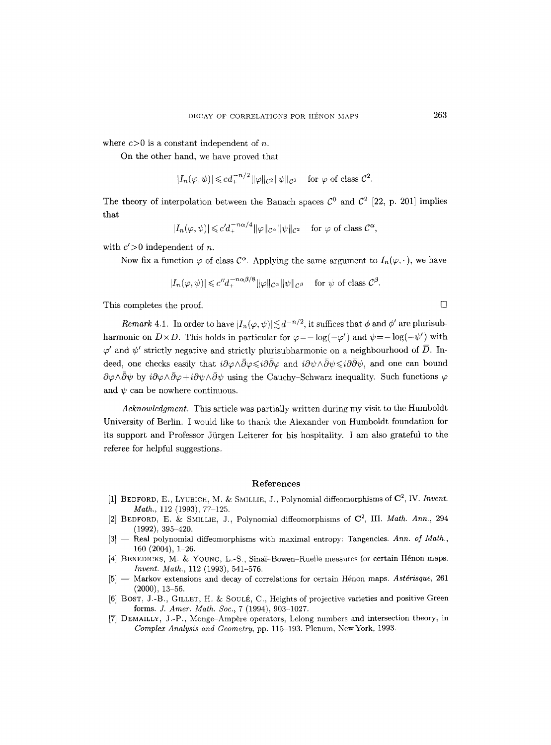where $c>0$ is a constant independent of $n$.

On the other hand, we have proved that

$$|I_n(\varphi, \psi)| \leqslant c d_+^{-n/2} \|\varphi\|_{\mathcal{C}^2} \|\psi\|_{\mathcal{C}^2} \quad \text{for } \varphi \text{ of class } \mathcal{C}^2.$$

The theory of interpolation between the Banach spaces $\mathcal{C}^0$ and $\mathcal{C}^2$ [22, p. 201] implies that

$$|I_n(\varphi, \psi)| \leqslant c' d_+^{-n\alpha/4} \|\varphi\|_{\mathcal{C}^\alpha} \|\psi\|_{\mathcal{C}^2} \quad \text{for } \varphi \text{ of class } \mathcal{C}^\alpha,$$

with $c'>0$ independent of $n$.

Now fix a function $\varphi$ of class $\mathcal{C}^\alpha$. Applying the same argument to $I_n(\varphi, \cdot\,)$, we have

$$|I_n(\varphi, \psi)| \leqslant c'' d_+^{-n\alpha\beta/8} \|\varphi\|_{\mathcal{C}^\alpha} \|\psi\|_{\mathcal{C}^\beta} \quad \text{for } \psi \text{ of class } \mathcal{C}^\beta.$$

This completes the proof. □

*Remark* 4.1. In order to have $|I_n(\varphi, \psi)| \lesssim d^{-n/2}$, it suffices that $\phi$ and $\phi'$ are plurisubharmonic on $D \times D$. This holds in particular for $\varphi = -\log(-\varphi')$ and $\psi = -\log(-\psi')$ with $\varphi'$ and $\psi'$ strictly negative and strictly plurisubharmonic on a neighbourhood of $\bar{D}$. Indeed, one checks easily that $i\partial\varphi \wedge \bar{\partial}\varphi \leqslant i\partial\bar{\partial}\varphi$ and $i\partial\psi \wedge \bar{\partial}\psi \leqslant i\partial\bar{\partial}\psi$, and one can bound $\partial\varphi \wedge \bar{\partial}\psi$ by $i\partial\varphi \wedge \bar{\partial}\varphi + i\partial\psi \wedge \bar{\partial}\psi$ using the Cauchy–Schwarz inequality. Such functions $\varphi$ and $\psi$ can be nowhere continuous.

*Acknowledgment.* This article was partially written during my visit to the Humboldt University of Berlin. I would like to thank the Alexander von Humboldt foundation for its support and Professor Jürgen Leiterer for his hospitality. I am also grateful to the referee for helpful suggestions.

## References

[1] Bedford, E., Lyubich, M. & Smillie, J., Polynomial diffeomorphisms of $\mathbf{C}^2$, IV. *Invent. Math.*, 112 (1993), 77–125.

[2] Bedford, E. & Smillie, J., Polynomial diffeomorphisms of $\mathbf{C}^2$, III. *Math. Ann.*, 294 (1992), 395–420.

[3] — Real polynomial diffeomorphisms with maximal entropy: Tangencies. *Ann. of Math.*, 160 (2004), 1–26.

[4] Benedicks, M. & Young, L.-S., Sinaĭ–Bowen–Ruelle measures for certain Hénon maps. *Invent. Math.*, 112 (1993), 541–576.

[5] — Markov extensions and decay of correlations for certain Hénon maps. *Astérisque*, 261 (2000), 13–56.

[6] Bost, J.-B., Gillet, H. & Soulé, C., Heights of projective varieties and positive Green forms. *J. Amer. Math. Soc.*, 7 (1994), 903–1027.

[7] Demailly, J.-P., Monge–Ampère operators, Lelong numbers and intersection theory, in *Complex Analysis and Geometry*, pp. 115–193. Plenum, New York, 1993.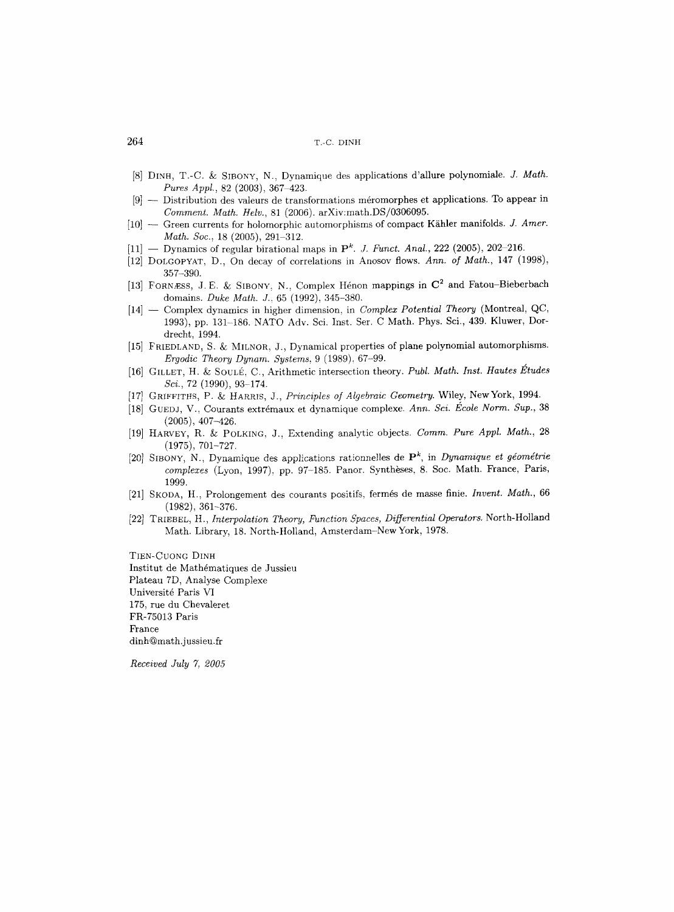[8] Dinh, T.-C. & Sibony, N., Dynamique des applications d'allure polynomiale. *J. Math. Pures Appl.*, 82 (2003), 367–423.

[9] — Distribution des valeurs de transformations méromorphes et applications. To appear in *Comment. Math. Helv.*, 81 (2006). arXiv:math.DS/0306095.

[10] — Green currents for holomorphic automorphisms of compact Kähler manifolds. *J. Amer. Math. Soc.*, 18 (2005), 291–312.

[11] — Dynamics of regular birational maps in $\mathbf{P}^k$. *J. Funct. Anal.*, 222 (2005), 202–216.

[12] Dolgopyat, D., On decay of correlations in Anosov flows. *Ann. of Math.*, 147 (1998), 357–390.

[13] Fornæss, J. E. & Sibony, N., Complex Hénon mappings in $\mathbf{C}^2$ and Fatou–Bieberbach domains. *Duke Math. J.*, 65 (1992), 345–380.

[14] — Complex dynamics in higher dimension, in *Complex Potential Theory* (Montreal, QC, 1993), pp. 131–186. NATO Adv. Sci. Inst. Ser. C Math. Phys. Sci., 439. Kluwer, Dordrecht, 1994.

[15] Friedland, S. & Milnor, J., Dynamical properties of plane polynomial automorphisms. *Ergodic Theory Dynam. Systems*, 9 (1989), 67–99.

[16] Gillet, H. & Soulé, C., Arithmetic intersection theory. *Publ. Math. Inst. Hautes Études Sci.*, 72 (1990), 93–174.

[17] Griffiths, P. & Harris, J., *Principles of Algebraic Geometry*. Wiley, New York, 1994.

[18] Guedj, V., Courants extrémaux et dynamique complexe. *Ann. Sci. École Norm. Sup.*, 38 (2005), 407–426.

[19] Harvey, R. & Polking, J., Extending analytic objects. *Comm. Pure Appl. Math.*, 28 (1975), 701–727.

[20] Sibony, N., Dynamique des applications rationnelles de $\mathbf{P}^k$, in *Dynamique et géométrie complexes* (Lyon, 1997), pp. 97–185. Panor. Synthèses, 8. Soc. Math. France, Paris, 1999.

[21] Skoda, H., Prolongement des courants positifs, fermés de masse finie. *Invent. Math.*, 66 (1982), 361–376.

[22] Triebel, H., *Interpolation Theory, Function Spaces, Differential Operators*. North-Holland Math. Library, 18. North-Holland, Amsterdam–New York, 1978.

Tien-Cuong Dinh
Institut de Mathématiques de Jussieu
Plateau 7D, Analyse Complexe
Université Paris VI
175, rue du Chevaleret
FR-75013 Paris
France
dinh@math.jussieu.fr

*Received July 7, 2005*